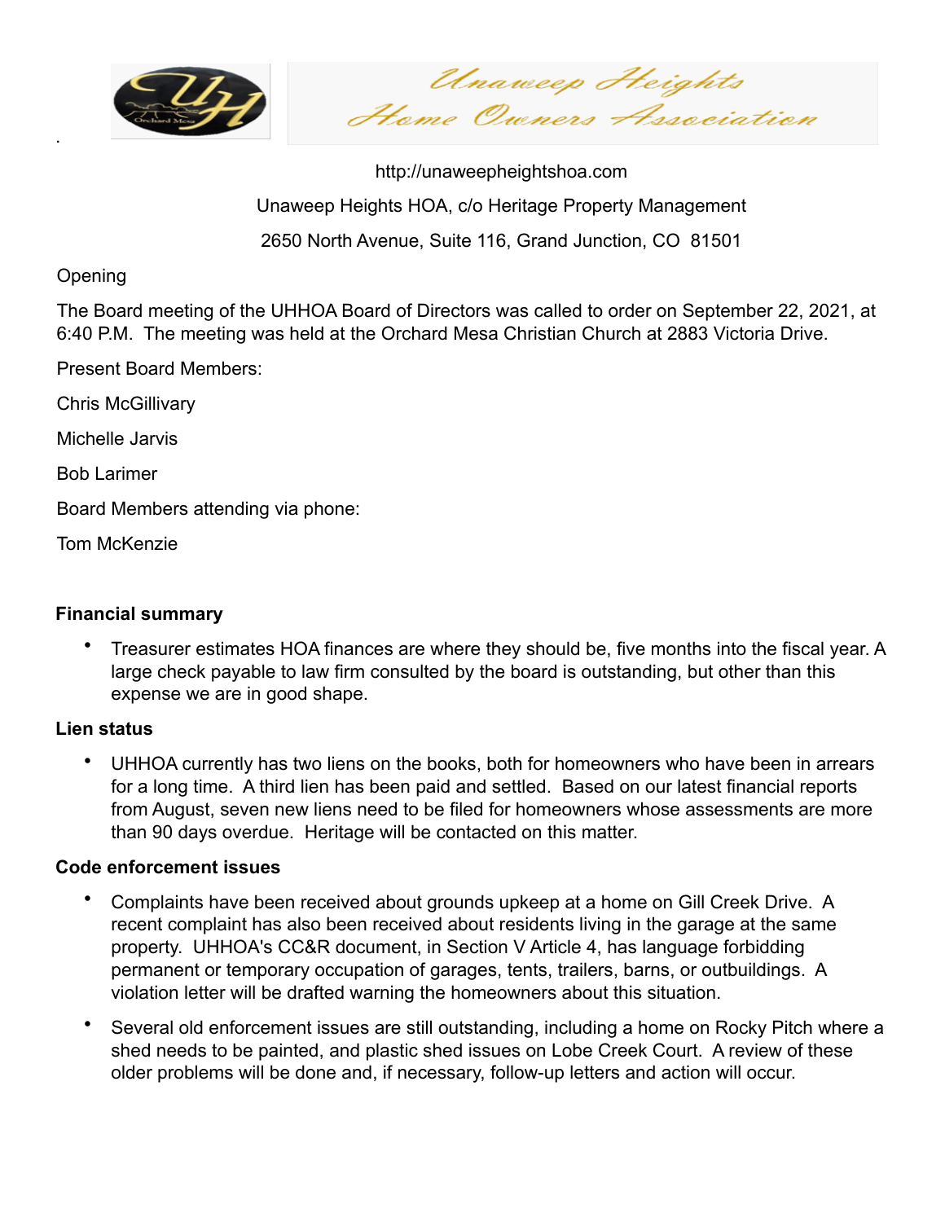# Unaweep Heights Home Owners Association

http://unaweepheightshoa.com

Unaweep Heights HOA, c/o Heritage Property Management

2650 North Avenue, Suite 116, Grand Junction, CO 81501

Opening

The Board meeting of the UHHOA Board of Directors was called to order on September 22, 2021, at 6:40 P.M. The meeting was held at the Orchard Mesa Christian Church at 2883 Victoria Drive.

Present Board Members:

Chris McGillivary

Michelle Jarvis

Bob Larimer

Board Members attending via phone:

Tom McKenzie

**Financial summary**

- Treasurer estimates HOA finances are where they should be, five months into the fiscal year. A large check payable to law firm consulted by the board is outstanding, but other than this expense we are in good shape.

**Lien status**

- UHHOA currently has two liens on the books, both for homeowners who have been in arrears for a long time. A third lien has been paid and settled. Based on our latest financial reports from August, seven new liens need to be filed for homeowners whose assessments are more than 90 days overdue. Heritage will be contacted on this matter.

**Code enforcement issues**

- Complaints have been received about grounds upkeep at a home on Gill Creek Drive. A recent complaint has also been received about residents living in the garage at the same property. UHHOA's CC&R document, in Section V Article 4, has language forbidding permanent or temporary occupation of garages, tents, trailers, barns, or outbuildings. A violation letter will be drafted warning the homeowners about this situation.
- Several old enforcement issues are still outstanding, including a home on Rocky Pitch where a shed needs to be painted, and plastic shed issues on Lobe Creek Court. A review of these older problems will be done and, if necessary, follow-up letters and action will occur.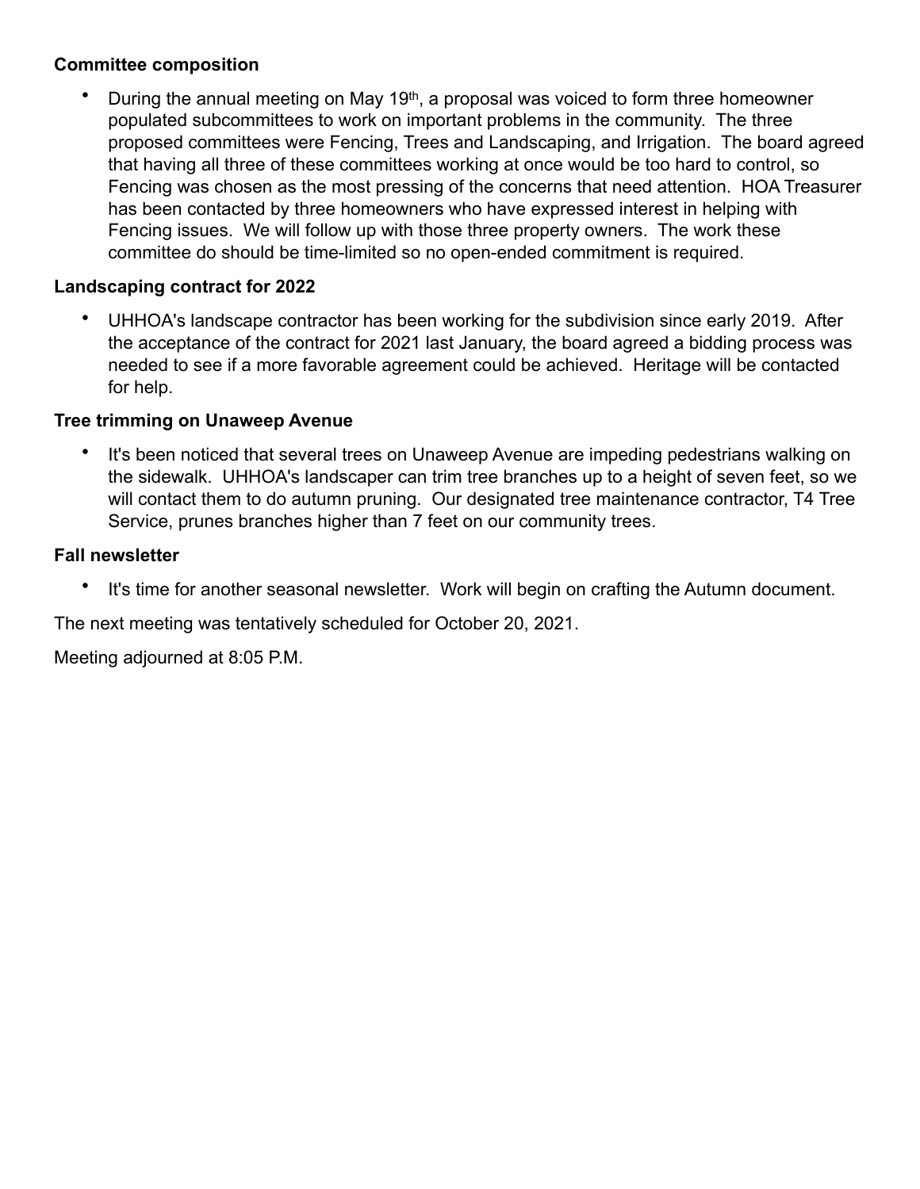**Committee composition**

- During the annual meeting on May 19th, a proposal was voiced to form three homeowner populated subcommittees to work on important problems in the community. The three proposed committees were Fencing, Trees and Landscaping, and Irrigation. The board agreed that having all three of these committees working at once would be too hard to control, so Fencing was chosen as the most pressing of the concerns that need attention. HOA Treasurer has been contacted by three homeowners who have expressed interest in helping with Fencing issues. We will follow up with those three property owners. The work these committee do should be time-limited so no open-ended commitment is required.

**Landscaping contract for 2022**

- UHHOA's landscape contractor has been working for the subdivision since early 2019. After the acceptance of the contract for 2021 last January, the board agreed a bidding process was needed to see if a more favorable agreement could be achieved. Heritage will be contacted for help.

**Tree trimming on Unaweep Avenue**

- It's been noticed that several trees on Unaweep Avenue are impeding pedestrians walking on the sidewalk. UHHOA's landscaper can trim tree branches up to a height of seven feet, so we will contact them to do autumn pruning. Our designated tree maintenance contractor, T4 Tree Service, prunes branches higher than 7 feet on our community trees.

**Fall newsletter**

- It's time for another seasonal newsletter. Work will begin on crafting the Autumn document.

The next meeting was tentatively scheduled for October 20, 2021.

Meeting adjourned at 8:05 P.M.